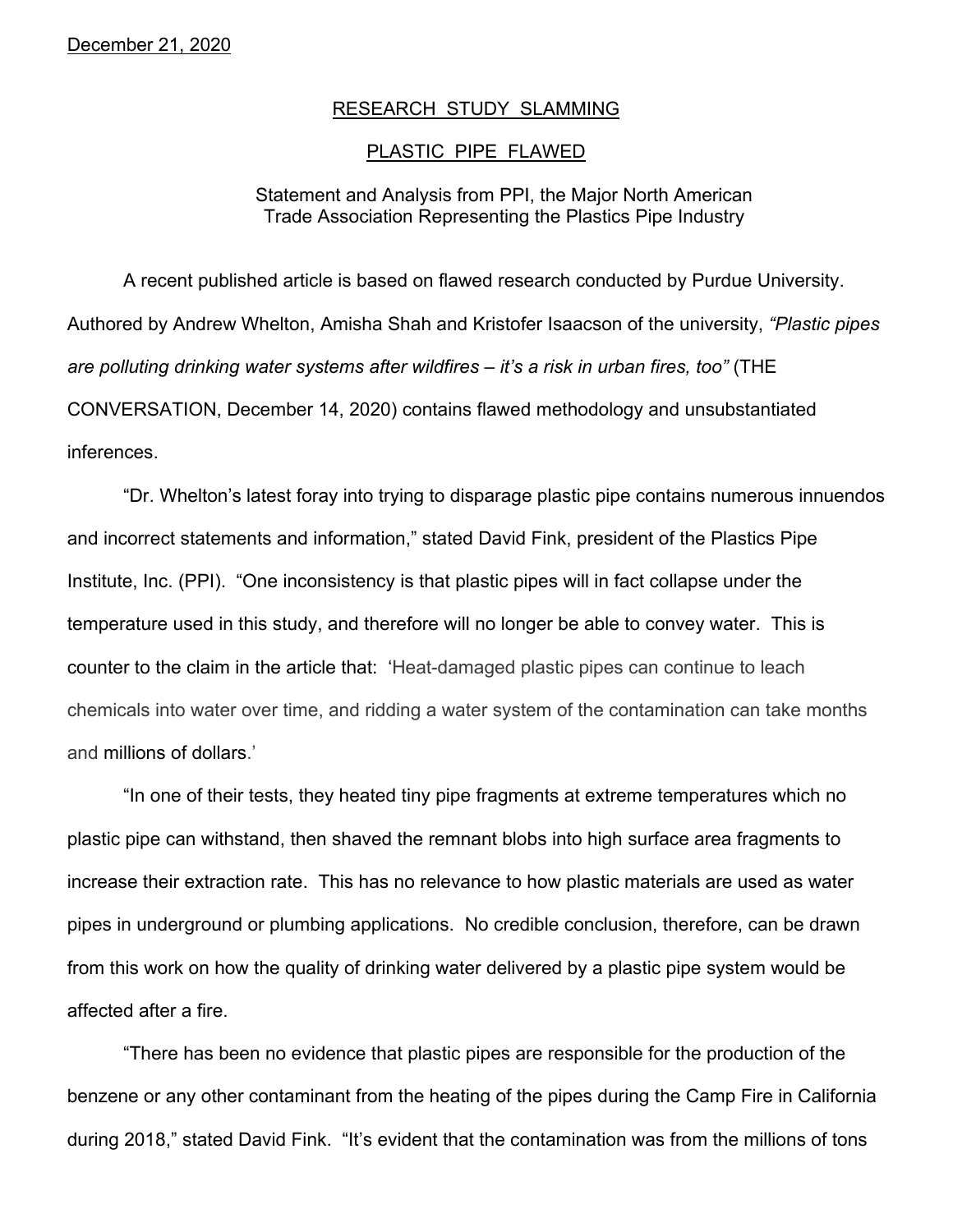December 21, 2020

# RESEARCH STUDY SLAMMING PLASTIC PIPE FLAWED

Statement and Analysis from PPI, the Major North American Trade Association Representing the Plastics Pipe Industry

A recent published article is based on flawed research conducted by Purdue University. Authored by Andrew Whelton, Amisha Shah and Kristofer Isaacson of the university, *"Plastic pipes are polluting drinking water systems after wildfires – it's a risk in urban fires, too"* (THE CONVERSATION, December 14, 2020) contains flawed methodology and unsubstantiated inferences.

"Dr. Whelton's latest foray into trying to disparage plastic pipe contains numerous innuendos and incorrect statements and information," stated David Fink, president of the Plastics Pipe Institute, Inc. (PPI). "One inconsistency is that plastic pipes will in fact collapse under the temperature used in this study, and therefore will no longer be able to convey water. This is counter to the claim in the article that: 'Heat-damaged plastic pipes can continue to leach chemicals into water over time, and ridding a water system of the contamination can take months and millions of dollars.'

"In one of their tests, they heated tiny pipe fragments at extreme temperatures which no plastic pipe can withstand, then shaved the remnant blobs into high surface area fragments to increase their extraction rate. This has no relevance to how plastic materials are used as water pipes in underground or plumbing applications. No credible conclusion, therefore, can be drawn from this work on how the quality of drinking water delivered by a plastic pipe system would be affected after a fire.

"There has been no evidence that plastic pipes are responsible for the production of the benzene or any other contaminant from the heating of the pipes during the Camp Fire in California during 2018," stated David Fink. "It's evident that the contamination was from the millions of tons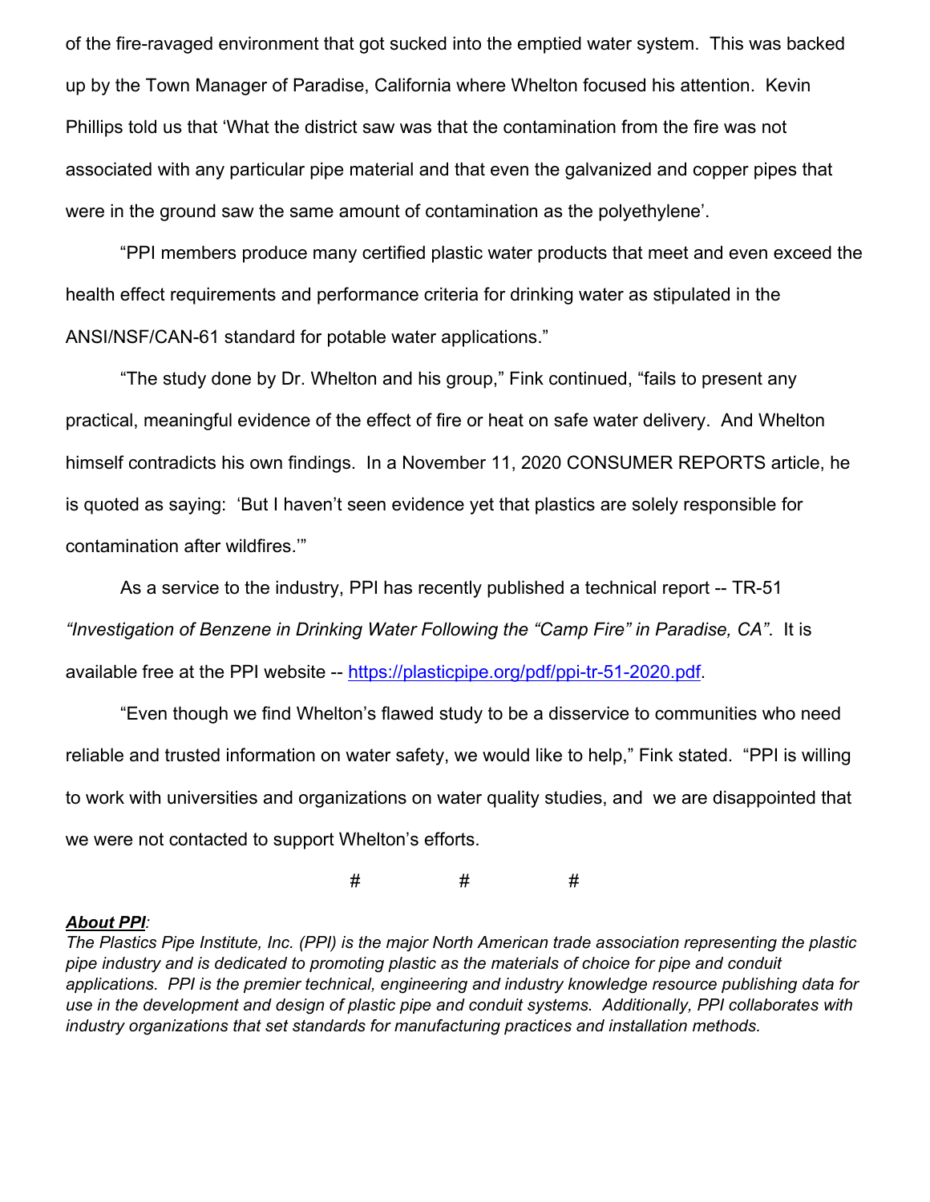of the fire-ravaged environment that got sucked into the emptied water system. This was backed up by the Town Manager of Paradise, California where Whelton focused his attention. Kevin Phillips told us that 'What the district saw was that the contamination from the fire was not associated with any particular pipe material and that even the galvanized and copper pipes that were in the ground saw the same amount of contamination as the polyethylene'.

"PPI members produce many certified plastic water products that meet and even exceed the health effect requirements and performance criteria for drinking water as stipulated in the ANSI/NSF/CAN-61 standard for potable water applications."

"The study done by Dr. Whelton and his group," Fink continued, "fails to present any practical, meaningful evidence of the effect of fire or heat on safe water delivery. And Whelton himself contradicts his own findings. In a November 11, 2020 CONSUMER REPORTS article, he is quoted as saying: 'But I haven't seen evidence yet that plastics are solely responsible for contamination after wildfires.'"

As a service to the industry, PPI has recently published a technical report -- TR-51 *"Investigation of Benzene in Drinking Water Following the "Camp Fire" in Paradise, CA"*. It is available free at the PPI website -- [https://plasticpipe.org/pdf/ppi-tr-51-2020.pdf](https://plasticpipe.org/pdf/ppi-tr-51-2020.pdf).

"Even though we find Whelton's flawed study to be a disservice to communities who need reliable and trusted information on water safety, we would like to help," Fink stated. "PPI is willing to work with universities and organizations on water quality studies, and we are disappointed that we were not contacted to support Whelton's efforts.

# # #

***About PPI**:*
*The Plastics Pipe Institute, Inc. (PPI) is the major North American trade association representing the plastic pipe industry and is dedicated to promoting plastic as the materials of choice for pipe and conduit applications. PPI is the premier technical, engineering and industry knowledge resource publishing data for use in the development and design of plastic pipe and conduit systems. Additionally, PPI collaborates with industry organizations that set standards for manufacturing practices and installation methods.*